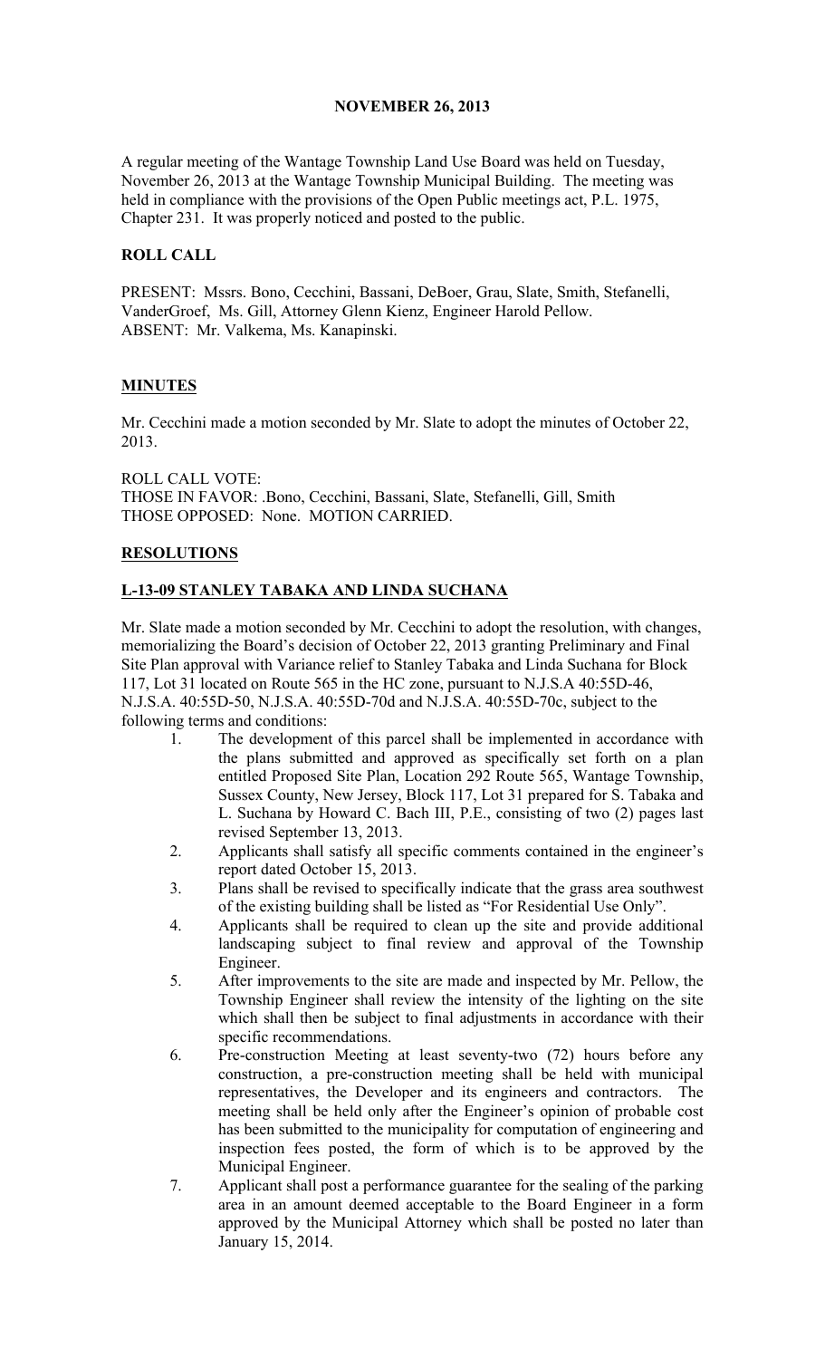**NOVEMBER 26, 2013**

A regular meeting of the Wantage Township Land Use Board was held on Tuesday, November 26, 2013 at the Wantage Township Municipal Building. The meeting was held in compliance with the provisions of the Open Public meetings act, P.L. 1975, Chapter 231. It was properly noticed and posted to the public.

**ROLL CALL**

PRESENT: Mssrs. Bono, Cecchini, Bassani, DeBoer, Grau, Slate, Smith, Stefanelli, VanderGroef, Ms. Gill, Attorney Glenn Kienz, Engineer Harold Pellow.
ABSENT: Mr. Valkema, Ms. Kanapinski.

**MINUTES**

Mr. Cecchini made a motion seconded by Mr. Slate to adopt the minutes of October 22, 2013.

ROLL CALL VOTE:
THOSE IN FAVOR: .Bono, Cecchini, Bassani, Slate, Stefanelli, Gill, Smith
THOSE OPPOSED: None. MOTION CARRIED.

**RESOLUTIONS**

**L-13-09 STANLEY TABAKA AND LINDA SUCHANA**

Mr. Slate made a motion seconded by Mr. Cecchini to adopt the resolution, with changes, memorializing the Board's decision of October 22, 2013 granting Preliminary and Final Site Plan approval with Variance relief to Stanley Tabaka and Linda Suchana for Block 117, Lot 31 located on Route 565 in the HC zone, pursuant to N.J.S.A 40:55D-46, N.J.S.A. 40:55D-50, N.J.S.A. 40:55D-70d and N.J.S.A. 40:55D-70c, subject to the following terms and conditions:

1. The development of this parcel shall be implemented in accordance with the plans submitted and approved as specifically set forth on a plan entitled Proposed Site Plan, Location 292 Route 565, Wantage Township, Sussex County, New Jersey, Block 117, Lot 31 prepared for S. Tabaka and L. Suchana by Howard C. Bach III, P.E., consisting of two (2) pages last revised September 13, 2013.
2. Applicants shall satisfy all specific comments contained in the engineer's report dated October 15, 2013.
3. Plans shall be revised to specifically indicate that the grass area southwest of the existing building shall be listed as "For Residential Use Only".
4. Applicants shall be required to clean up the site and provide additional landscaping subject to final review and approval of the Township Engineer.
5. After improvements to the site are made and inspected by Mr. Pellow, the Township Engineer shall review the intensity of the lighting on the site which shall then be subject to final adjustments in accordance with their specific recommendations.
6. Pre-construction Meeting at least seventy-two (72) hours before any construction, a pre-construction meeting shall be held with municipal representatives, the Developer and its engineers and contractors. The meeting shall be held only after the Engineer's opinion of probable cost has been submitted to the municipality for computation of engineering and inspection fees posted, the form of which is to be approved by the Municipal Engineer.
7. Applicant shall post a performance guarantee for the sealing of the parking area in an amount deemed acceptable to the Board Engineer in a form approved by the Municipal Attorney which shall be posted no later than January 15, 2014.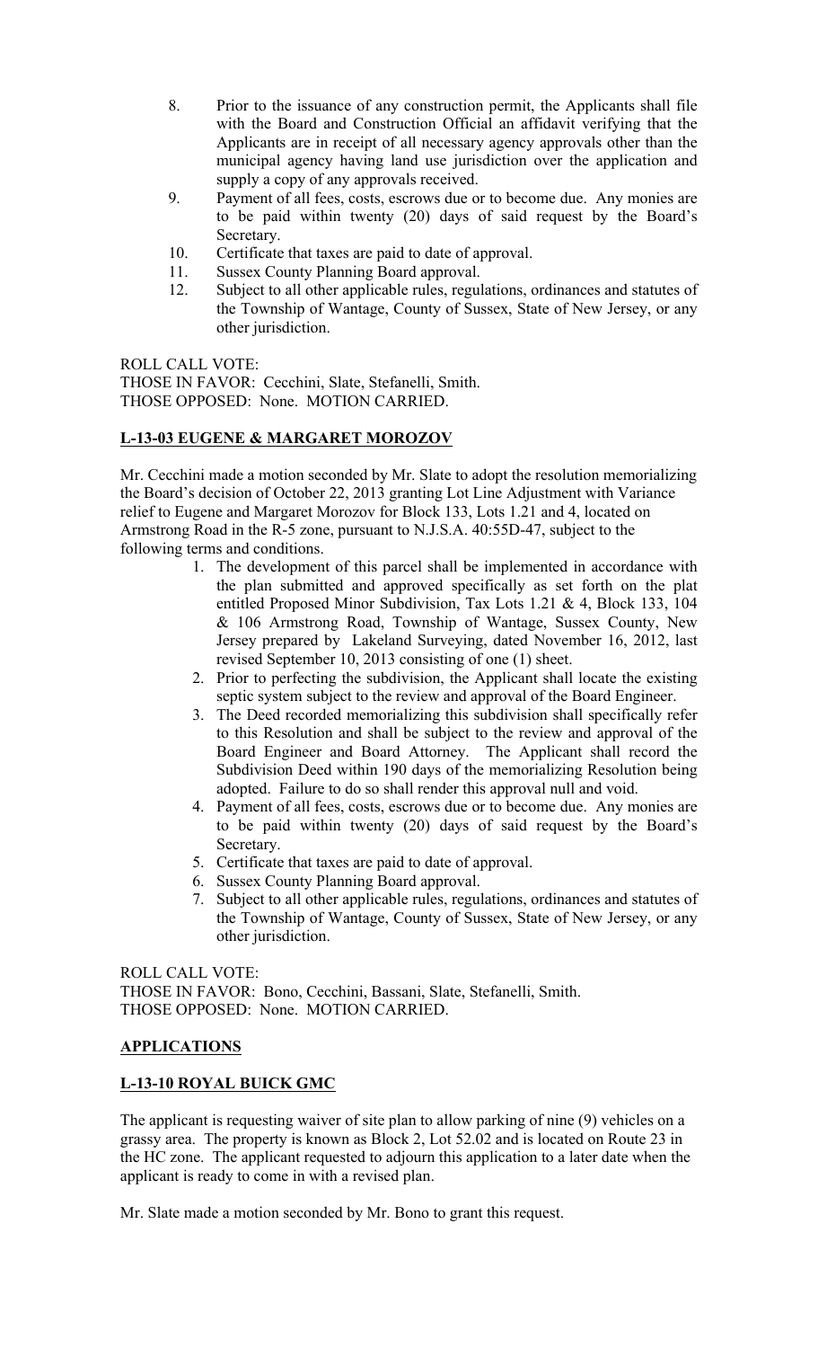8. Prior to the issuance of any construction permit, the Applicants shall file with the Board and Construction Official an affidavit verifying that the Applicants are in receipt of all necessary agency approvals other than the municipal agency having land use jurisdiction over the application and supply a copy of any approvals received.
9. Payment of all fees, costs, escrows due or to become due. Any monies are to be paid within twenty (20) days of said request by the Board's Secretary.
10. Certificate that taxes are paid to date of approval.
11. Sussex County Planning Board approval.
12. Subject to all other applicable rules, regulations, ordinances and statutes of the Township of Wantage, County of Sussex, State of New Jersey, or any other jurisdiction.

ROLL CALL VOTE:
THOSE IN FAVOR: Cecchini, Slate, Stefanelli, Smith.
THOSE OPPOSED: None. MOTION CARRIED.

**L-13-03 EUGENE & MARGARET MOROZOV**

Mr. Cecchini made a motion seconded by Mr. Slate to adopt the resolution memorializing the Board's decision of October 22, 2013 granting Lot Line Adjustment with Variance relief to Eugene and Margaret Morozov for Block 133, Lots 1.21 and 4, located on Armstrong Road in the R-5 zone, pursuant to N.J.S.A. 40:55D-47, subject to the following terms and conditions.

1. The development of this parcel shall be implemented in accordance with the plan submitted and approved specifically as set forth on the plat entitled Proposed Minor Subdivision, Tax Lots 1.21 & 4, Block 133, 104 & 106 Armstrong Road, Township of Wantage, Sussex County, New Jersey prepared by Lakeland Surveying, dated November 16, 2012, last revised September 10, 2013 consisting of one (1) sheet.
2. Prior to perfecting the subdivision, the Applicant shall locate the existing septic system subject to the review and approval of the Board Engineer.
3. The Deed recorded memorializing this subdivision shall specifically refer to this Resolution and shall be subject to the review and approval of the Board Engineer and Board Attorney. The Applicant shall record the Subdivision Deed within 190 days of the memorializing Resolution being adopted. Failure to do so shall render this approval null and void.
4. Payment of all fees, costs, escrows due or to become due. Any monies are to be paid within twenty (20) days of said request by the Board's Secretary.
5. Certificate that taxes are paid to date of approval.
6. Sussex County Planning Board approval.
7. Subject to all other applicable rules, regulations, ordinances and statutes of the Township of Wantage, County of Sussex, State of New Jersey, or any other jurisdiction.

ROLL CALL VOTE:
THOSE IN FAVOR: Bono, Cecchini, Bassani, Slate, Stefanelli, Smith.
THOSE OPPOSED: None. MOTION CARRIED.

**APPLICATIONS**

**L-13-10 ROYAL BUICK GMC**

The applicant is requesting waiver of site plan to allow parking of nine (9) vehicles on a grassy area. The property is known as Block 2, Lot 52.02 and is located on Route 23 in the HC zone. The applicant requested to adjourn this application to a later date when the applicant is ready to come in with a revised plan.

Mr. Slate made a motion seconded by Mr. Bono to grant this request.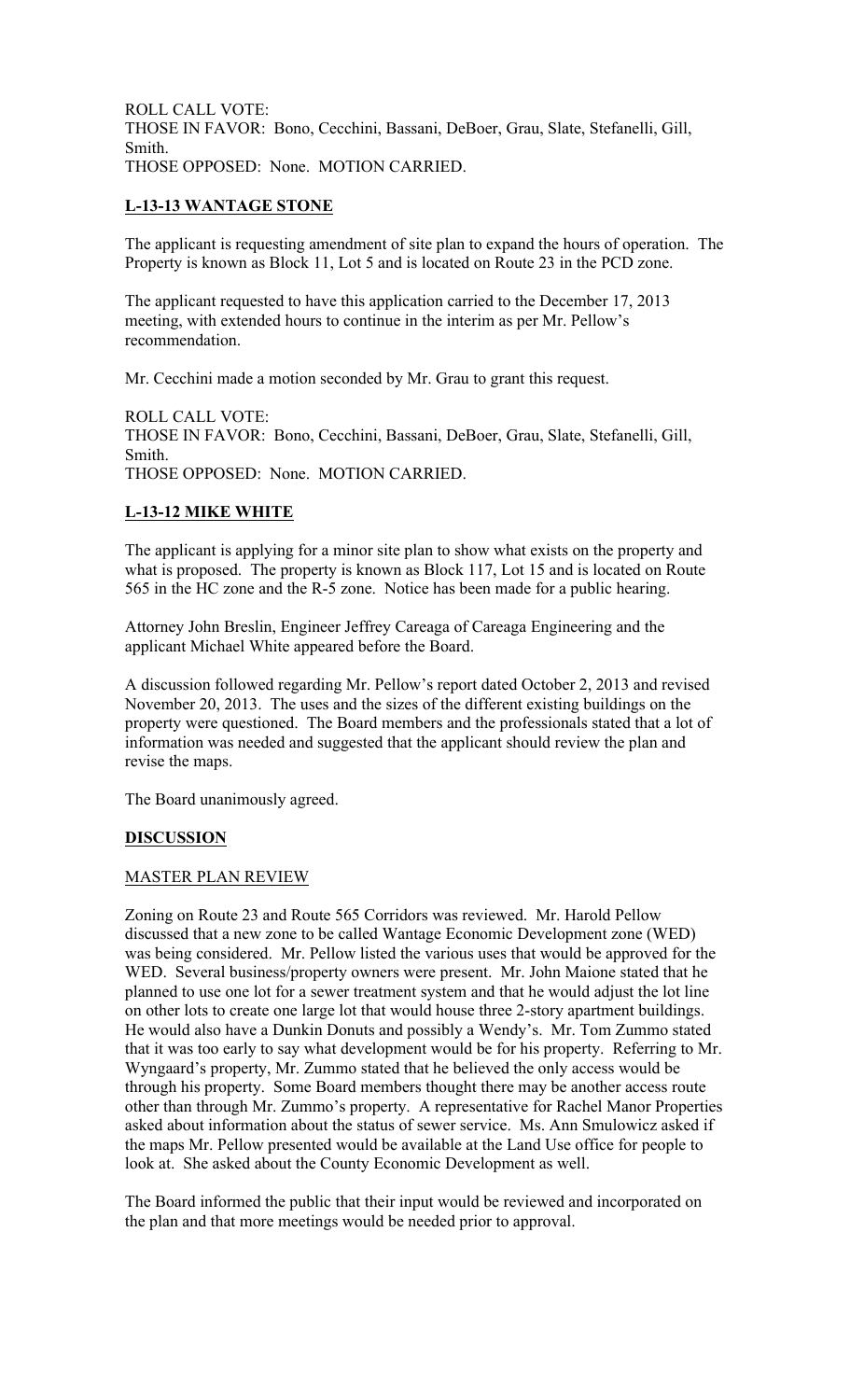ROLL CALL VOTE:
THOSE IN FAVOR: Bono, Cecchini, Bassani, DeBoer, Grau, Slate, Stefanelli, Gill, Smith.
THOSE OPPOSED: None. MOTION CARRIED.

## L-13-13 WANTAGE STONE

The applicant is requesting amendment of site plan to expand the hours of operation. The Property is known as Block 11, Lot 5 and is located on Route 23 in the PCD zone.

The applicant requested to have this application carried to the December 17, 2013 meeting, with extended hours to continue in the interim as per Mr. Pellow's recommendation.

Mr. Cecchini made a motion seconded by Mr. Grau to grant this request.

ROLL CALL VOTE:
THOSE IN FAVOR: Bono, Cecchini, Bassani, DeBoer, Grau, Slate, Stefanelli, Gill, Smith.
THOSE OPPOSED: None. MOTION CARRIED.

## L-13-12 MIKE WHITE

The applicant is applying for a minor site plan to show what exists on the property and what is proposed. The property is known as Block 117, Lot 15 and is located on Route 565 in the HC zone and the R-5 zone. Notice has been made for a public hearing.

Attorney John Breslin, Engineer Jeffrey Careaga of Careaga Engineering and the applicant Michael White appeared before the Board.

A discussion followed regarding Mr. Pellow's report dated October 2, 2013 and revised November 20, 2013. The uses and the sizes of the different existing buildings on the property were questioned. The Board members and the professionals stated that a lot of information was needed and suggested that the applicant should review the plan and revise the maps.

The Board unanimously agreed.

## DISCUSSION

### MASTER PLAN REVIEW

Zoning on Route 23 and Route 565 Corridors was reviewed. Mr. Harold Pellow discussed that a new zone to be called Wantage Economic Development zone (WED) was being considered. Mr. Pellow listed the various uses that would be approved for the WED. Several business/property owners were present. Mr. John Maione stated that he planned to use one lot for a sewer treatment system and that he would adjust the lot line on other lots to create one large lot that would house three 2-story apartment buildings. He would also have a Dunkin Donuts and possibly a Wendy's. Mr. Tom Zummo stated that it was too early to say what development would be for his property. Referring to Mr. Wyngaard's property, Mr. Zummo stated that he believed the only access would be through his property. Some Board members thought there may be another access route other than through Mr. Zummo's property. A representative for Rachel Manor Properties asked about information about the status of sewer service. Ms. Ann Smulowicz asked if the maps Mr. Pellow presented would be available at the Land Use office for people to look at. She asked about the County Economic Development as well.

The Board informed the public that their input would be reviewed and incorporated on the plan and that more meetings would be needed prior to approval.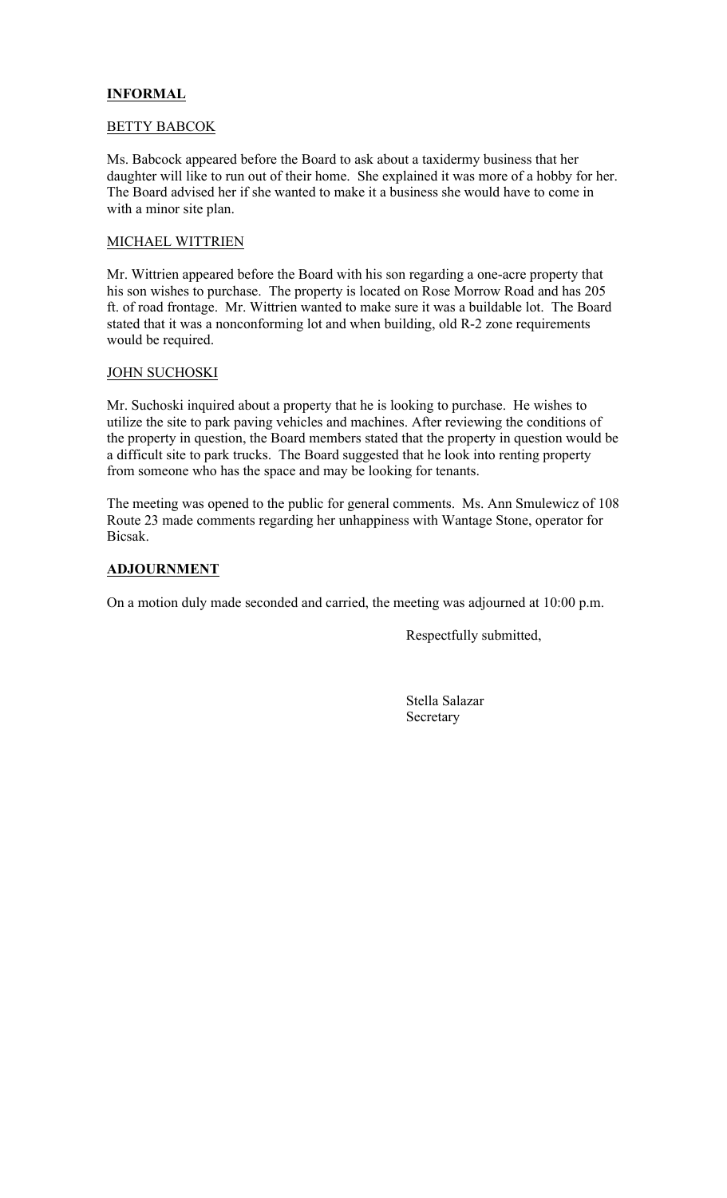**INFORMAL**

BETTY BABCOK

Ms. Babcock appeared before the Board to ask about a taxidermy business that her daughter will like to run out of their home. She explained it was more of a hobby for her. The Board advised her if she wanted to make it a business she would have to come in with a minor site plan.

MICHAEL WITTRIEN

Mr. Wittrien appeared before the Board with his son regarding a one-acre property that his son wishes to purchase. The property is located on Rose Morrow Road and has 205 ft. of road frontage. Mr. Wittrien wanted to make sure it was a buildable lot. The Board stated that it was a nonconforming lot and when building, old R-2 zone requirements would be required.

JOHN SUCHOSKI

Mr. Suchoski inquired about a property that he is looking to purchase. He wishes to utilize the site to park paving vehicles and machines. After reviewing the conditions of the property in question, the Board members stated that the property in question would be a difficult site to park trucks. The Board suggested that he look into renting property from someone who has the space and may be looking for tenants.

The meeting was opened to the public for general comments. Ms. Ann Smulewicz of 108 Route 23 made comments regarding her unhappiness with Wantage Stone, operator for Bicsak.

**ADJOURNMENT**

On a motion duly made seconded and carried, the meeting was adjourned at 10:00 p.m.

Respectfully submitted,

Stella Salazar
Secretary